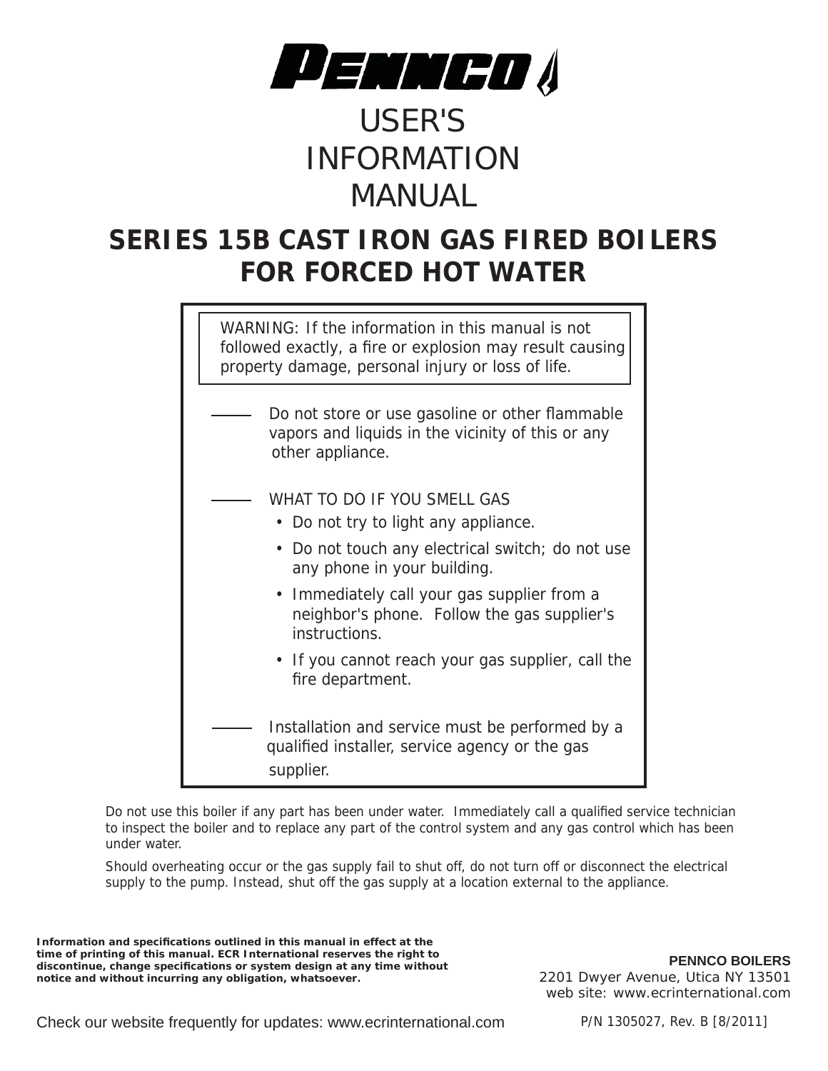# PENNCO

# USER'S INFORMATION MANUAL

## SERIES 15B CAST IRON GAS FIRED BOILERS FOR FORCED HOT WATER

> WARNING: If the information in this manual is not followed exactly, a fire or explosion may result causing property damage, personal injury or loss of life.
>
> — Do not store or use gasoline or other flammable vapors and liquids in the vicinity of this or any other appliance.
>
> — WHAT TO DO IF YOU SMELL GAS
> - Do not try to light any appliance.
> - Do not touch any electrical switch; do not use any phone in your building.
> - Immediately call your gas supplier from a neighbor's phone. Follow the gas supplier's instructions.
> - If you cannot reach your gas supplier, call the fire department.
>
> — Installation and service must be performed by a qualified installer, service agency or the gas supplier.

Do not use this boiler if any part has been under water. Immediately call a qualified service technician to inspect the boiler and to replace any part of the control system and any gas control which has been under water.

Should overheating occur or the gas supply fail to shut off, do not turn off or disconnect the electrical supply to the pump. Instead, shut off the gas supply at a location external to the appliance.

**Information and specifications outlined in this manual in effect at the time of printing of this manual. ECR International reserves the right to discontinue, change specifications or system design at any time without notice and without incurring any obligation, whatsoever.**

**PENNCO BOILERS**
2201 Dwyer Avenue, Utica NY 13501
web site: www.ecrinternational.com

Check our website frequently for updates: www.ecrinternational.com

P/N 1305027, Rev. B [8/2011]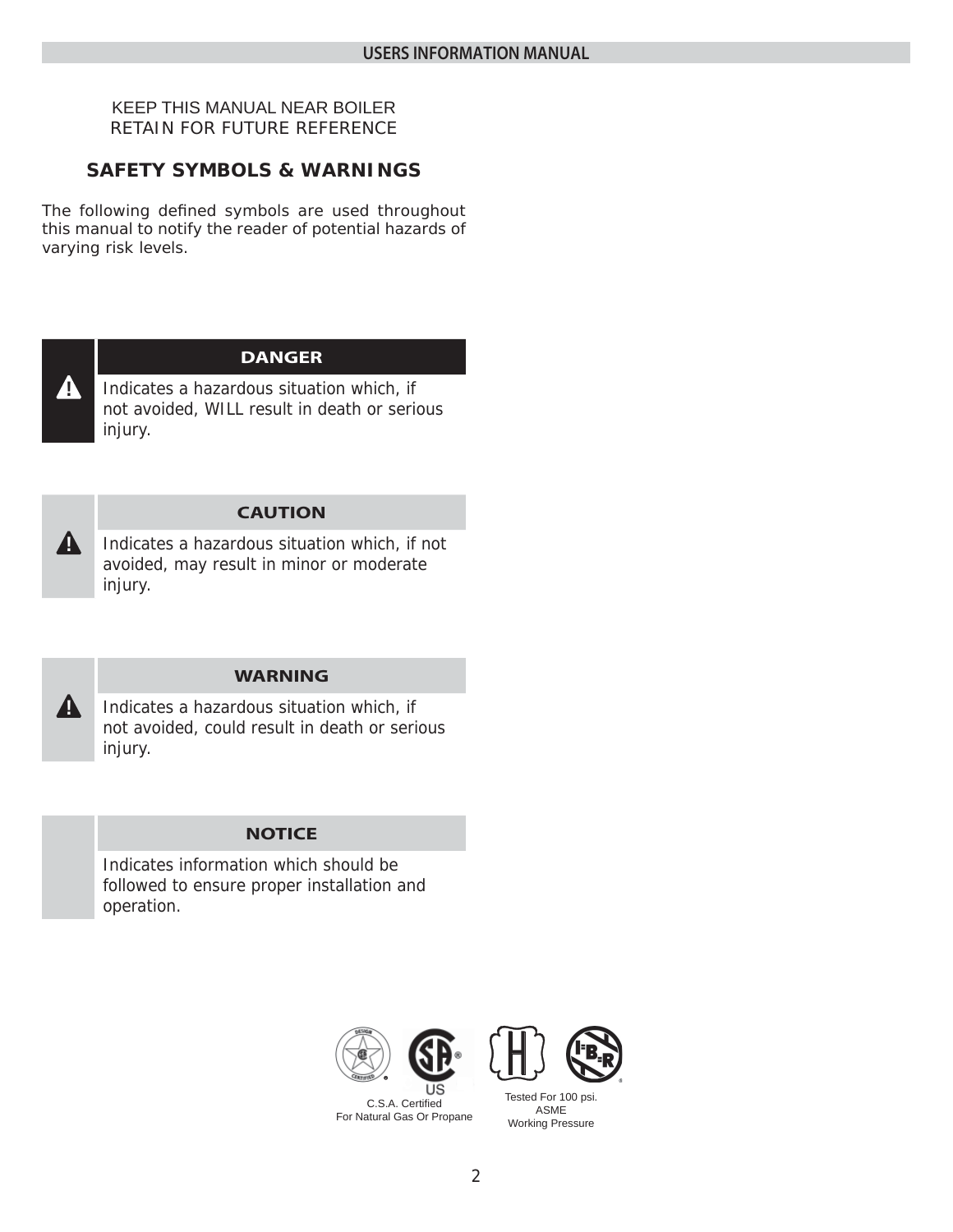KEEP THIS MANUAL NEAR BOILER
RETAIN FOR FUTURE REFERENCE

## SAFETY SYMBOLS & WARNINGS

The following defined symbols are used throughout this manual to notify the reader of potential hazards of varying risk levels.

**DANGER**

Indicates a hazardous situation which, if not avoided, WILL result in death or serious injury.

**CAUTION**

Indicates a hazardous situation which, if not avoided, may result in minor or moderate injury.

**WARNING**

Indicates a hazardous situation which, if not avoided, could result in death or serious injury.

**NOTICE**

Indicates information which should be followed to ensure proper installation and operation.

C.S.A. Certified
For Natural Gas Or Propane

Tested For 100 psi.
ASME
Working Pressure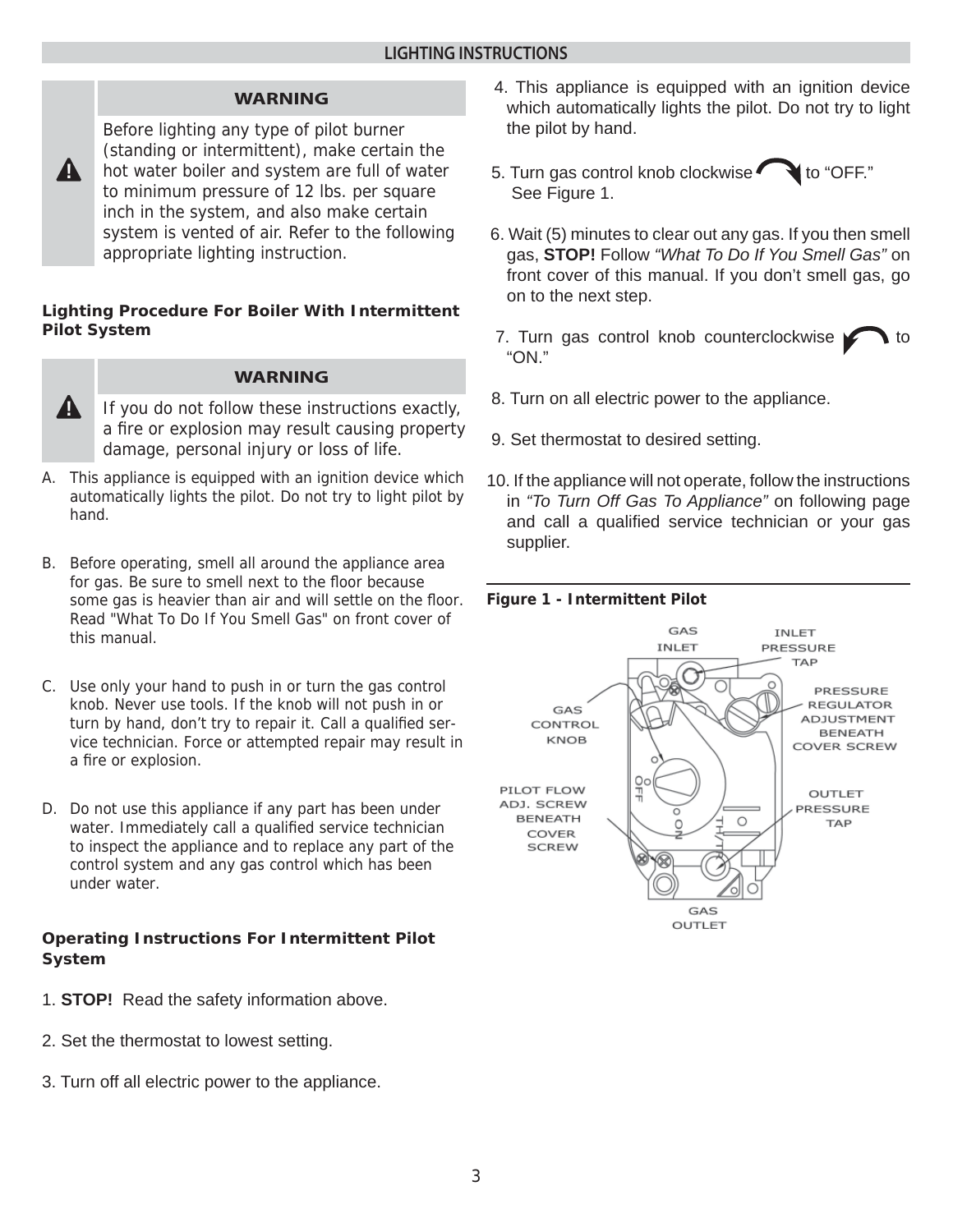## LIGHTING INSTRUCTIONS

**WARNING**

Before lighting any type of pilot burner (standing or intermittent), make certain the hot water boiler and system are full of water to minimum pressure of 12 lbs. per square inch in the system, and also make certain system is vented of air. Refer to the following appropriate lighting instruction.

### Lighting Procedure For Boiler With Intermittent Pilot System

**WARNING**

If you do not follow these instructions exactly, a fire or explosion may result causing property damage, personal injury or loss of life.

A. This appliance is equipped with an ignition device which automatically lights the pilot. Do not try to light pilot by hand.

B. Before operating, smell all around the appliance area for gas. Be sure to smell next to the floor because some gas is heavier than air and will settle on the floor. Read "What To Do If You Smell Gas" on front cover of this manual.

C. Use only your hand to push in or turn the gas control knob. Never use tools. If the knob will not push in or turn by hand, don't try to repair it. Call a qualified service technician. Force or attempted repair may result in a fire or explosion.

D. Do not use this appliance if any part has been under water. Immediately call a qualified service technician to inspect the appliance and to replace any part of the control system and any gas control which has been under water.

### Operating Instructions For Intermittent Pilot System

1. **STOP!** Read the safety information above.
2. Set the thermostat to lowest setting.
3. Turn off all electric power to the appliance.
4. This appliance is equipped with an ignition device which automatically lights the pilot. Do not try to light the pilot by hand.
5. Turn gas control knob clockwise to "OFF." See Figure 1.
6. Wait (5) minutes to clear out any gas. If you then smell gas, **STOP!** Follow *"What To Do If You Smell Gas"* on front cover of this manual. If you don't smell gas, go on to the next step.
7. Turn gas control knob counterclockwise to "ON."
8. Turn on all electric power to the appliance.
9. Set thermostat to desired setting.
10. If the appliance will not operate, follow the instructions in *"To Turn Off Gas To Appliance"* on following page and call a qualified service technician or your gas supplier.

**Figure 1 - Intermittent Pilot**

GAS INLET, INLET PRESSURE TAP, PRESSURE REGULATOR ADJUSTMENT BENEATH COVER SCREW, GAS CONTROL KNOB, PILOT FLOW ADJ. SCREW BENEATH COVER SCREW, OUTLET PRESSURE TAP, GAS OUTLET, OFF, ON, TH/TR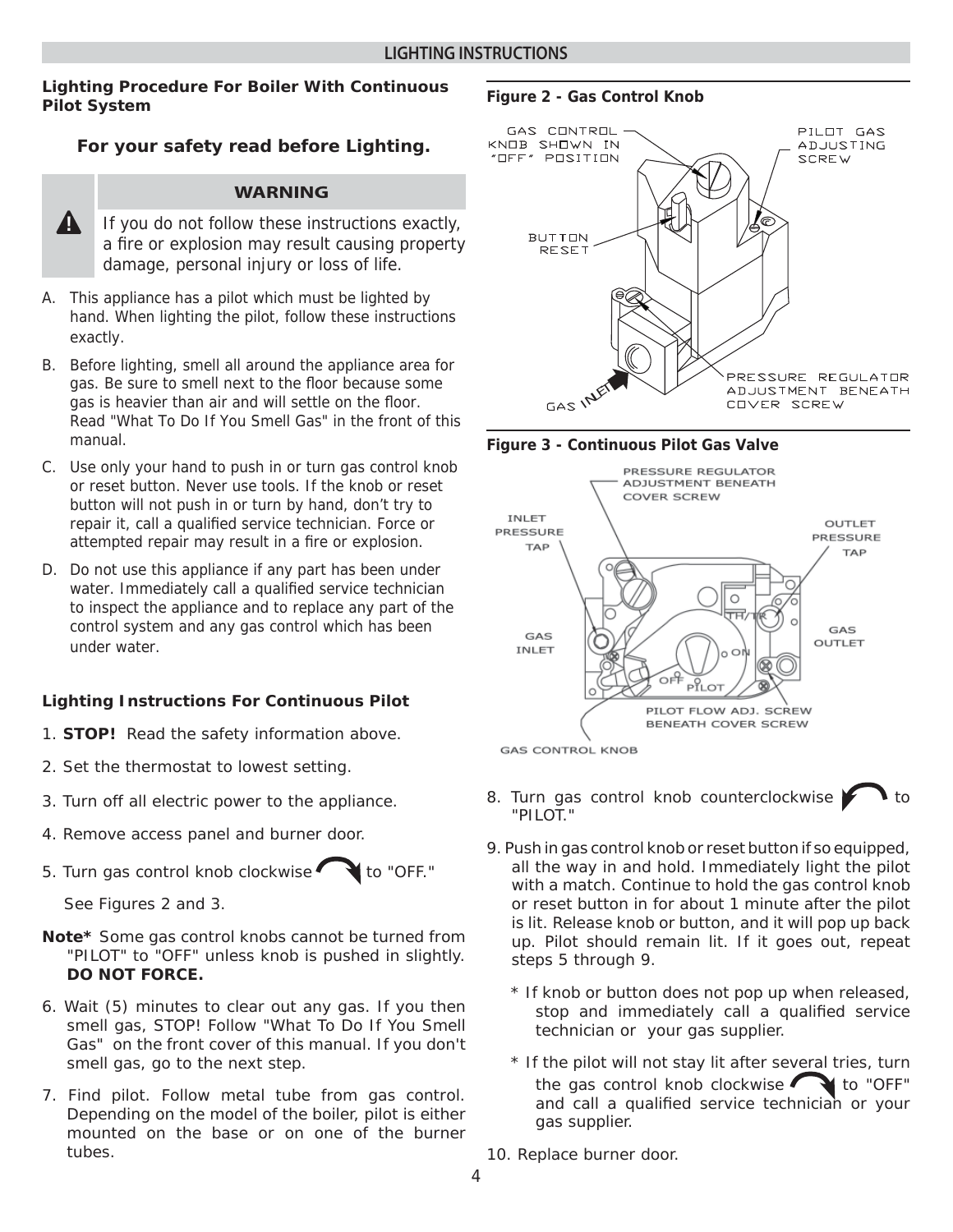## LIGHTING INSTRUCTIONS

### Lighting Procedure For Boiler With Continuous Pilot System

**For your safety read before Lighting.**

> **WARNING**
>
> If you do not follow these instructions exactly, a fire or explosion may result causing property damage, personal injury or loss of life.

A. This appliance has a pilot which must be lighted by hand. When lighting the pilot, follow these instructions exactly.

B. Before lighting, smell all around the appliance area for gas. Be sure to smell next to the floor because some gas is heavier than air and will settle on the floor. Read "What To Do If You Smell Gas" in the front of this manual.

C. Use only your hand to push in or turn gas control knob or reset button. Never use tools. If the knob or reset button will not push in or turn by hand, don't try to repair it, call a qualified service technician. Force or attempted repair may result in a fire or explosion.

D. Do not use this appliance if any part has been under water. Immediately call a qualified service technician to inspect the appliance and to replace any part of the control system and any gas control which has been under water.

### Lighting Instructions For Continuous Pilot

1. **STOP!** Read the safety information above.

2. Set the thermostat to lowest setting.

3. Turn off all electric power to the appliance.

4. Remove access panel and burner door.

5. Turn gas control knob clockwise to "OFF."

   See Figures 2 and 3.

**Note*** Some gas control knobs cannot be turned from "PILOT" to "OFF" unless knob is pushed in slightly. **DO NOT FORCE.**

6. Wait (5) minutes to clear out any gas. If you then smell gas, STOP! Follow "What To Do If You Smell Gas" on the front cover of this manual. If you don't smell gas, go to the next step.

7. Find pilot. Follow metal tube from gas control. Depending on the model of the boiler, pilot is either mounted on the base or on one of the burner tubes.

**Figure 2 - Gas Control Knob**

GAS CONTROL KNOB SHOWN IN "OFF" POSITION; PILOT GAS ADJUSTING SCREW; BUTTON RESET; PRESSURE REGULATOR ADJUSTMENT BENEATH COVER SCREW; GAS INLET

**Figure 3 - Continuous Pilot Gas Valve**

PRESSURE REGULATOR ADJUSTMENT BENEATH COVER SCREW; INLET PRESSURE TAP; OUTLET PRESSURE TAP; GAS INLET; GAS OUTLET; TH/TR; ON; OFF; PILOT; PILOT FLOW ADJ. SCREW BENEATH COVER SCREW; GAS CONTROL KNOB

8. Turn gas control knob counterclockwise to "PILOT."

9. Push in gas control knob or reset button if so equipped, all the way in and hold. Immediately light the pilot with a match. Continue to hold the gas control knob or reset button in for about 1 minute after the pilot is lit. Release knob or button, and it will pop up back up. Pilot should remain lit. If it goes out, repeat steps 5 through 9.

   * If knob or button does not pop up when released, stop and immediately call a qualified service technician or your gas supplier.

   * If the pilot will not stay lit after several tries, turn the gas control knob clockwise to "OFF" and call a qualified service technician or your gas supplier.

10. Replace burner door.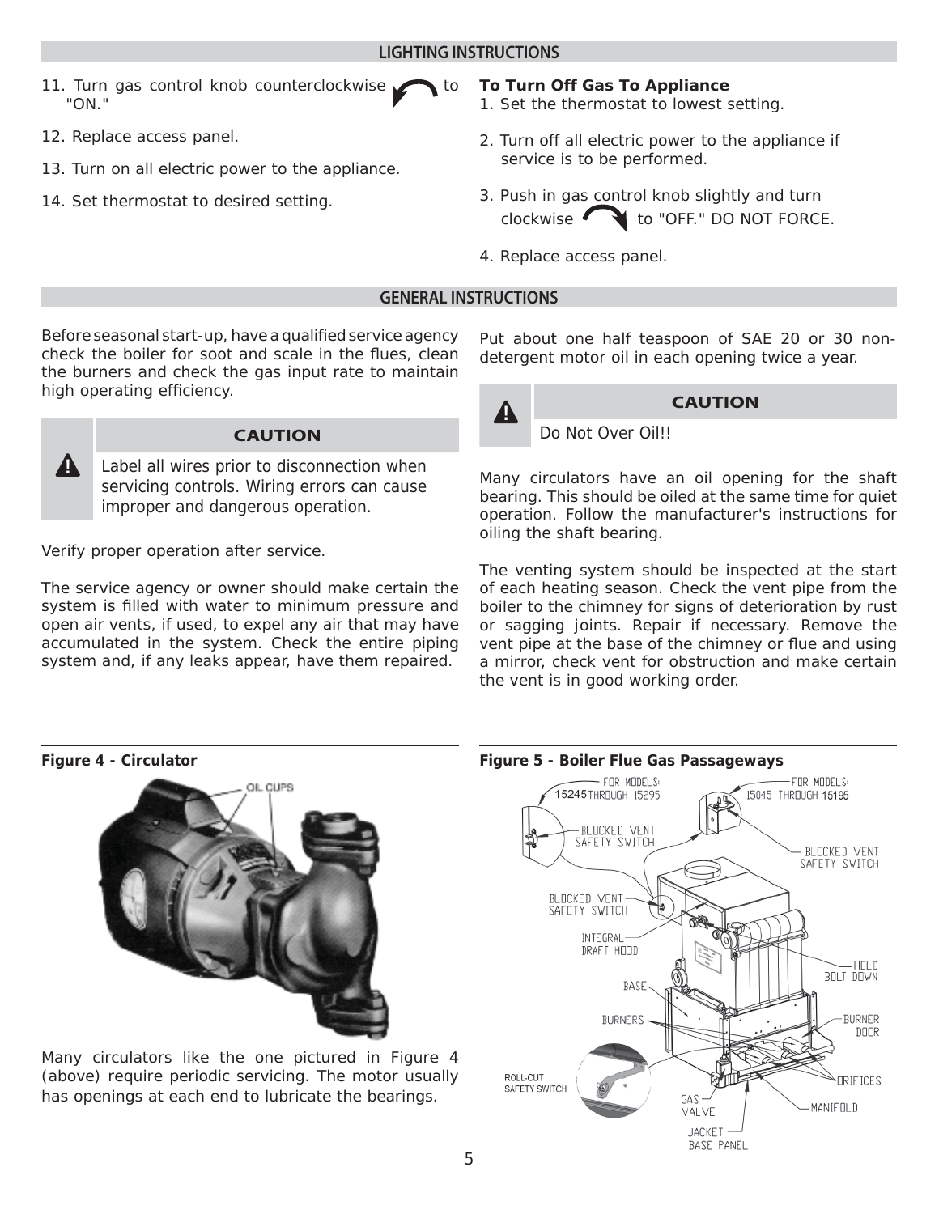## LIGHTING INSTRUCTIONS

11. Turn gas control knob counterclockwise to "ON."
12. Replace access panel.
13. Turn on all electric power to the appliance.
14. Set thermostat to desired setting.

**To Turn Off Gas To Appliance**

1. Set the thermostat to lowest setting.
2. Turn off all electric power to the appliance if service is to be performed.
3. Push in gas control knob slightly and turn clockwise to "OFF." DO NOT FORCE.
4. Replace access panel.

## GENERAL INSTRUCTIONS

Before seasonal start-up, have a qualified service agency check the boiler for soot and scale in the flues, clean the burners and check the gas input rate to maintain high operating efficiency.

**CAUTION**

Label all wires prior to disconnection when servicing controls. Wiring errors can cause improper and dangerous operation.

Verify proper operation after service.

The service agency or owner should make certain the system is filled with water to minimum pressure and open air vents, if used, to expel any air that may have accumulated in the system. Check the entire piping system and, if any leaks appear, have them repaired.

Put about one half teaspoon of SAE 20 or 30 non-detergent motor oil in each opening twice a year.

**CAUTION**

Do Not Over Oil!!

Many circulators have an oil opening for the shaft bearing. This should be oiled at the same time for quiet operation. Follow the manufacturer's instructions for oiling the shaft bearing.

The venting system should be inspected at the start of each heating season. Check the vent pipe from the boiler to the chimney for signs of deterioration by rust or sagging joints. Repair if necessary. Remove the vent pipe at the base of the chimney or flue and using a mirror, check vent for obstruction and make certain the vent is in good working order.

**Figure 4 - Circulator**

Many circulators like the one pictured in Figure 4 (above) require periodic servicing. The motor usually has openings at each end to lubricate the bearings.

**Figure 5 - Boiler Flue Gas Passageways**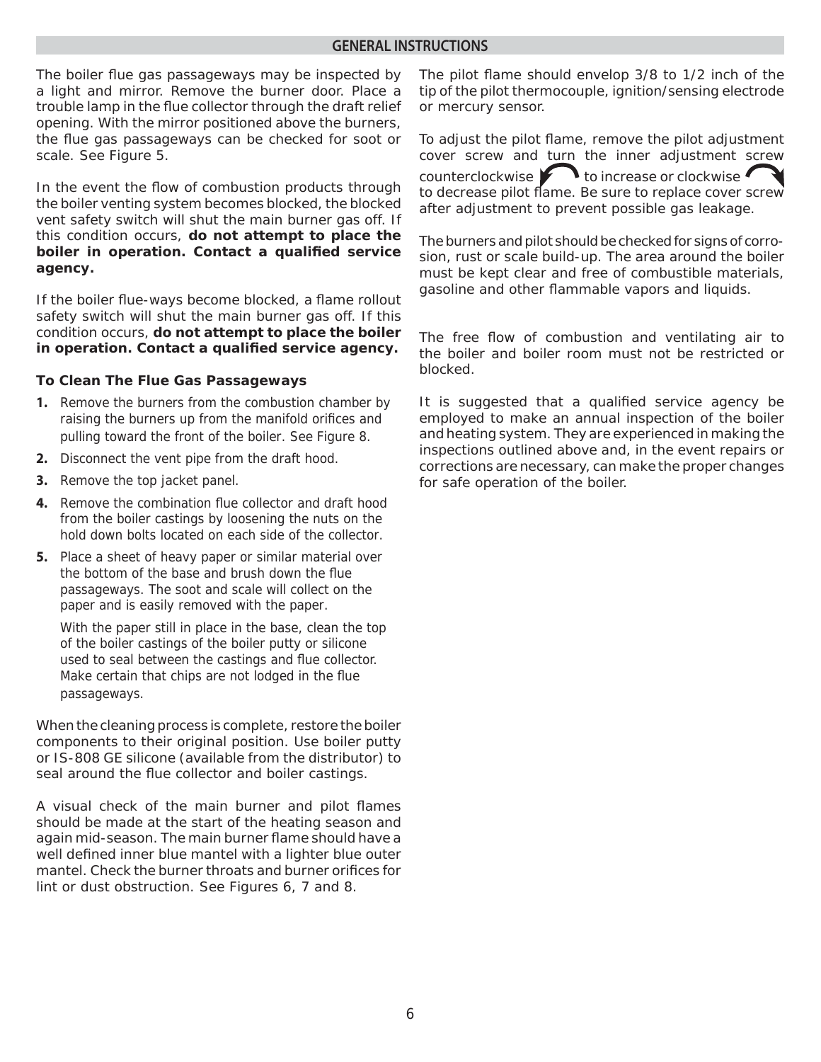## GENERAL INSTRUCTIONS

The boiler flue gas passageways may be inspected by a light and mirror. Remove the burner door. Place a trouble lamp in the flue collector through the draft relief opening. With the mirror positioned above the burners, the flue gas passageways can be checked for soot or scale. See Figure 5.

In the event the flow of combustion products through the boiler venting system becomes blocked, the blocked vent safety switch will shut the main burner gas off. If this condition occurs, **do not attempt to place the boiler in operation. Contact a qualified service agency.**

If the boiler flue-ways become blocked, a flame rollout safety switch will shut the main burner gas off. If this condition occurs, **do not attempt to place the boiler in operation. Contact a qualified service agency.**

### To Clean The Flue Gas Passageways

1. Remove the burners from the combustion chamber by raising the burners up from the manifold orifices and pulling toward the front of the boiler. See Figure 8.
2. Disconnect the vent pipe from the draft hood.
3. Remove the top jacket panel.
4. Remove the combination flue collector and draft hood from the boiler castings by loosening the nuts on the hold down bolts located on each side of the collector.
5. Place a sheet of heavy paper or similar material over the bottom of the base and brush down the flue passageways. The soot and scale will collect on the paper and is easily removed with the paper.

   With the paper still in place in the base, clean the top of the boiler castings of the boiler putty or silicone used to seal between the castings and flue collector. Make certain that chips are not lodged in the flue passageways.

When the cleaning process is complete, restore the boiler components to their original position. Use boiler putty or IS-808 GE silicone (available from the distributor) to seal around the flue collector and boiler castings.

A visual check of the main burner and pilot flames should be made at the start of the heating season and again mid-season. The main burner flame should have a well defined inner blue mantel with a lighter blue outer mantel. Check the burner throats and burner orifices for lint or dust obstruction. See Figures 6, 7 and 8.

The pilot flame should envelop 3/8 to 1/2 inch of the tip of the pilot thermocouple, ignition/sensing electrode or mercury sensor.

To adjust the pilot flame, remove the pilot adjustment cover screw and turn the inner adjustment screw counterclockwise ↺ to increase or clockwise ↻ to decrease pilot flame. Be sure to replace cover screw after adjustment to prevent possible gas leakage.

The burners and pilot should be checked for signs of corrosion, rust or scale build-up. The area around the boiler must be kept clear and free of combustible materials, gasoline and other flammable vapors and liquids.

The free flow of combustion and ventilating air to the boiler and boiler room must not be restricted or blocked.

It is suggested that a qualified service agency be employed to make an annual inspection of the boiler and heating system. They are experienced in making the inspections outlined above and, in the event repairs or corrections are necessary, can make the proper changes for safe operation of the boiler.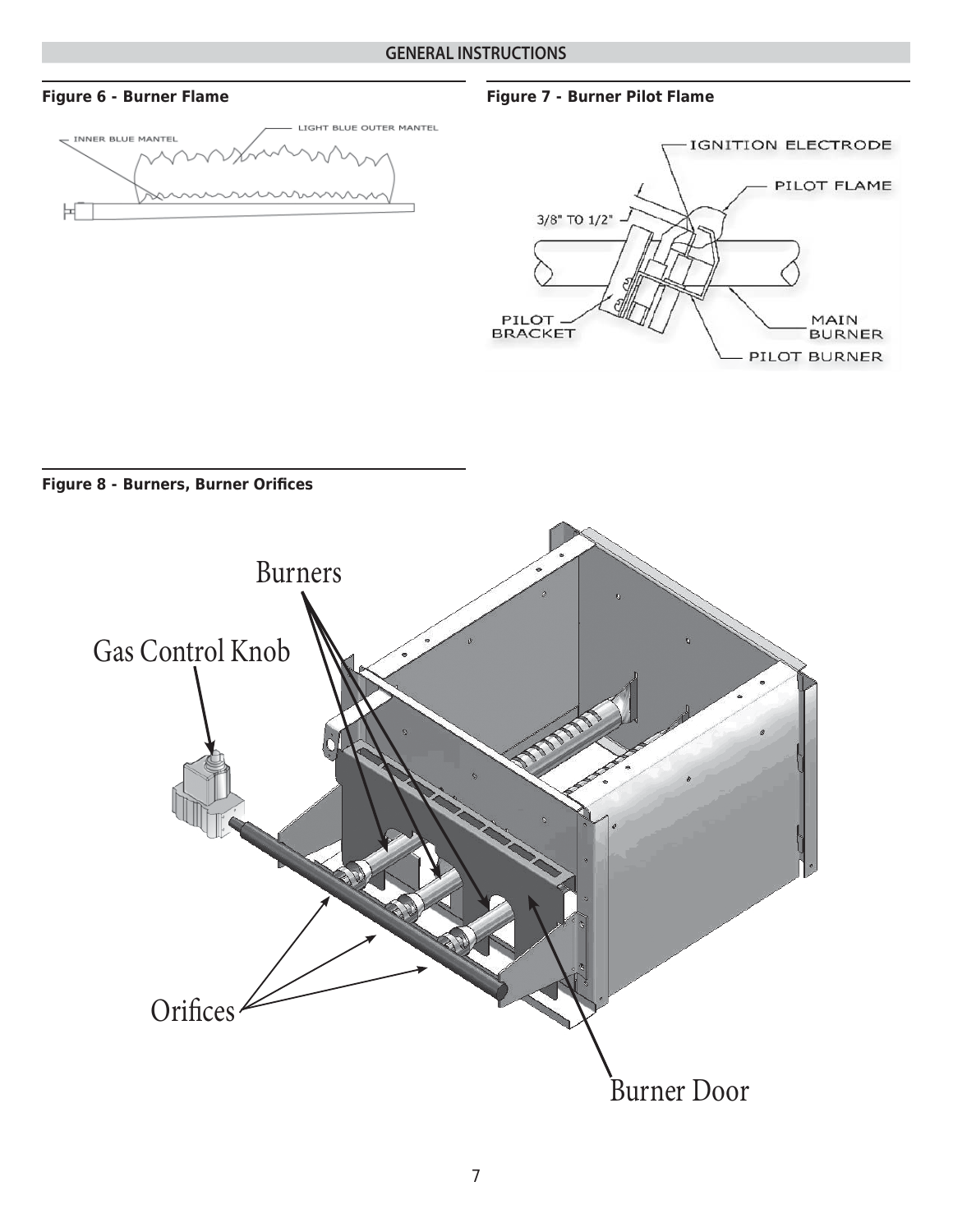## GENERAL INSTRUCTIONS

**Figure 6 - Burner Flame**

INNER BLUE MANTEL

LIGHT BLUE OUTER MANTEL

**Figure 7 - Burner Pilot Flame**

IGNITION ELECTRODE

PILOT FLAME

3/8" TO 1/2"

PILOT BRACKET

MAIN BURNER

PILOT BURNER

**Figure 8 - Burners, Burner Orifices**

Burners

Gas Control Knob

Orifices

Burner Door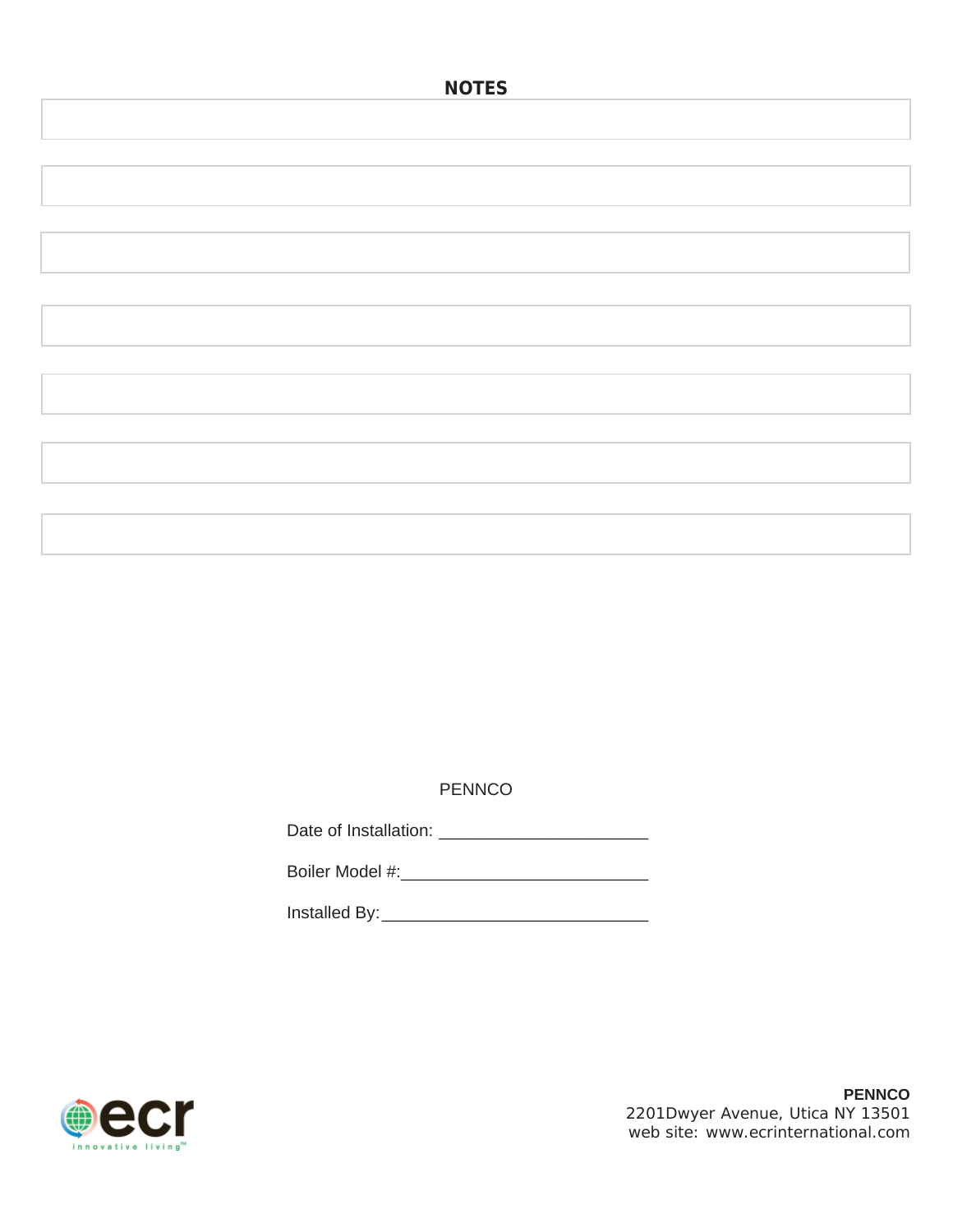## NOTES

PENNCO

Date of Installation: ______________________

Boiler Model #:__________________________

Installed By:____________________________

**PENNCO**
2201Dwyer Avenue, Utica NY 13501
web site: www.ecrinternational.com